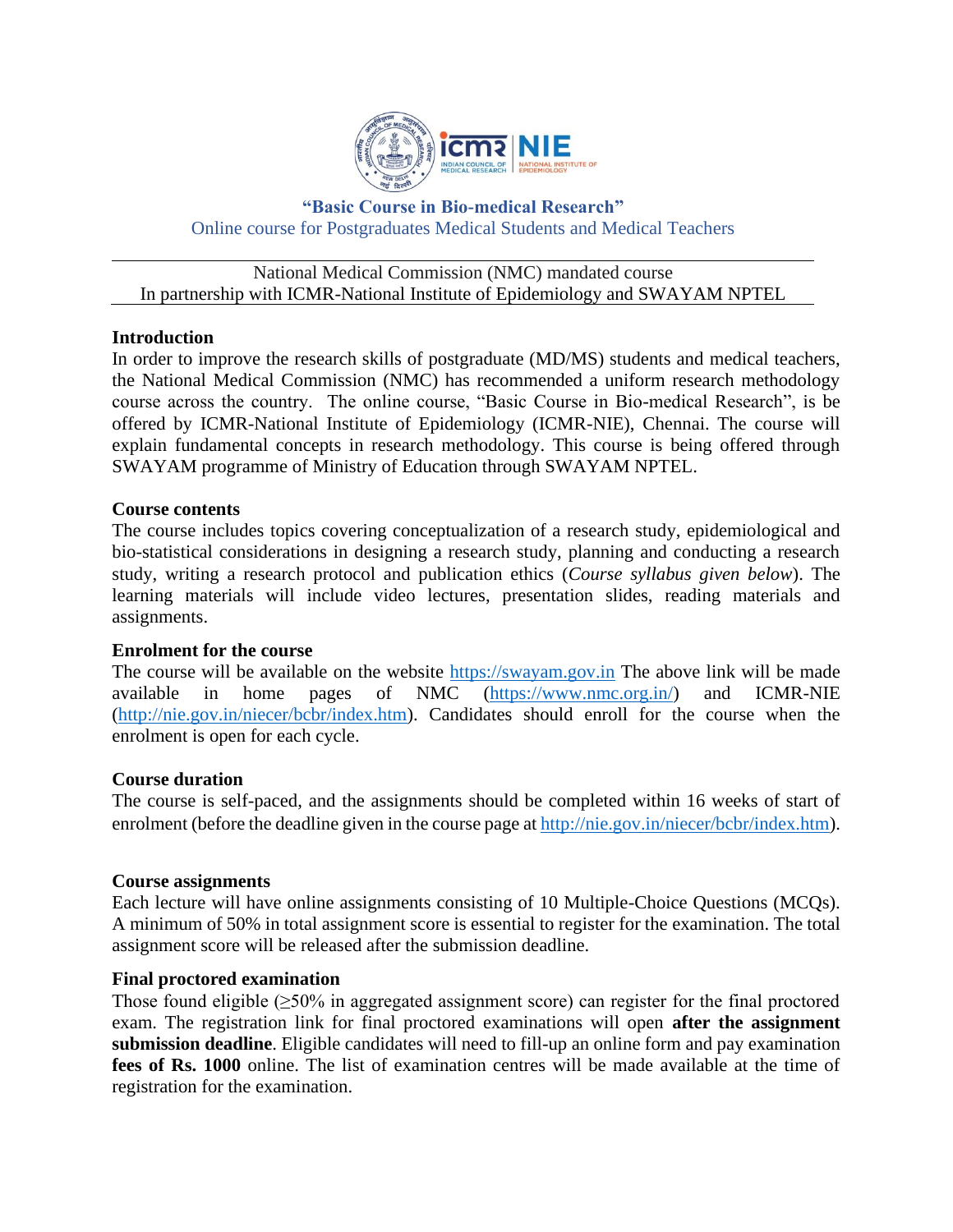# "Basic Course in Bio-medical Research"

Online course for Postgraduates Medical Students and Medical Teachers

National Medical Commission (NMC) mandated course
In partnership with ICMR-National Institute of Epidemiology and SWAYAM NPTEL

## Introduction

In order to improve the research skills of postgraduate (MD/MS) students and medical teachers, the National Medical Commission (NMC) has recommended a uniform research methodology course across the country. The online course, "Basic Course in Bio-medical Research", is be offered by ICMR-National Institute of Epidemiology (ICMR-NIE), Chennai. The course will explain fundamental concepts in research methodology. This course is being offered through SWAYAM programme of Ministry of Education through SWAYAM NPTEL.

## Course contents

The course includes topics covering conceptualization of a research study, epidemiological and bio-statistical considerations in designing a research study, planning and conducting a research study, writing a research protocol and publication ethics (*Course syllabus given below*). The learning materials will include video lectures, presentation slides, reading materials and assignments.

## Enrolment for the course

The course will be available on the website https://swayam.gov.in The above link will be made available in home pages of NMC (https://www.nmc.org.in/) and ICMR-NIE (http://nie.gov.in/niecer/bcbr/index.htm). Candidates should enroll for the course when the enrolment is open for each cycle.

## Course duration

The course is self-paced, and the assignments should be completed within 16 weeks of start of enrolment (before the deadline given in the course page at http://nie.gov.in/niecer/bcbr/index.htm).

## Course assignments

Each lecture will have online assignments consisting of 10 Multiple-Choice Questions (MCQs). A minimum of 50% in total assignment score is essential to register for the examination. The total assignment score will be released after the submission deadline.

## Final proctored examination

Those found eligible (≥50% in aggregated assignment score) can register for the final proctored exam. The registration link for final proctored examinations will open **after the assignment submission deadline**. Eligible candidates will need to fill-up an online form and pay examination **fees of Rs. 1000** online. The list of examination centres will be made available at the time of registration for the examination.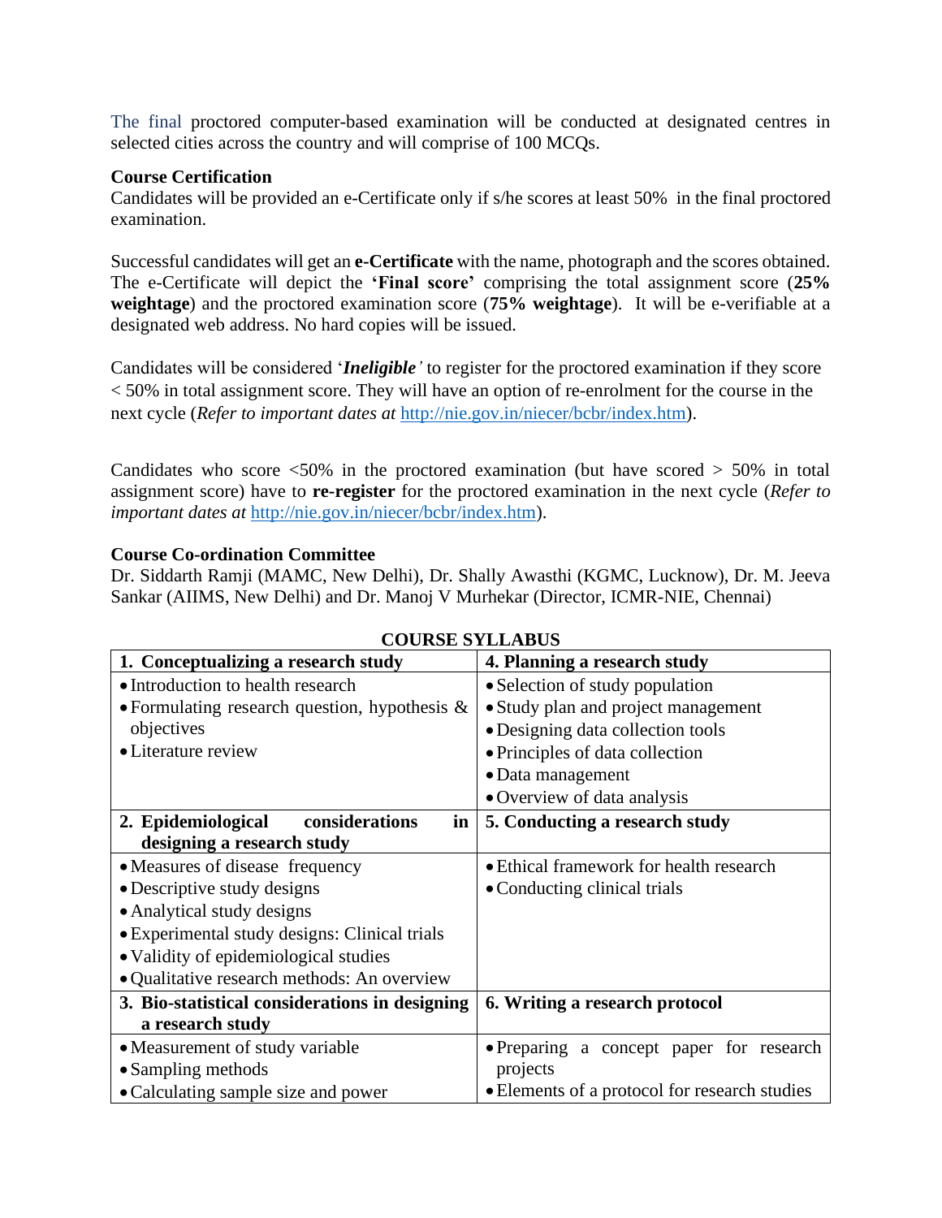The final proctored computer-based examination will be conducted at designated centres in selected cities across the country and will comprise of 100 MCQs.

**Course Certification**

Candidates will be provided an e-Certificate only if s/he scores at least 50% in the final proctored examination.

Successful candidates will get an **e-Certificate** with the name, photograph and the scores obtained. The e-Certificate will depict the **'Final score'** comprising the total assignment score (**25% weightage**) and the proctored examination score (**75% weightage**). It will be e-verifiable at a designated web address. No hard copies will be issued.

Candidates will be considered '***Ineligible***' to register for the proctored examination if they score < 50% in total assignment score. They will have an option of re-enrolment for the course in the next cycle (*Refer to important dates at* http://nie.gov.in/niecer/bcbr/index.htm).

Candidates who score <50% in the proctored examination (but have scored > 50% in total assignment score) have to **re-register** for the proctored examination in the next cycle (*Refer to important dates at* http://nie.gov.in/niecer/bcbr/index.htm).

**Course Co-ordination Committee**

Dr. Siddarth Ramji (MAMC, New Delhi), Dr. Shally Awasthi (KGMC, Lucknow), Dr. M. Jeeva Sankar (AIIMS, New Delhi) and Dr. Manoj V Murhekar (Director, ICMR-NIE, Chennai)

**COURSE SYLLABUS**

| | |
|---|---|
| **1. Conceptualizing a research study** | **4. Planning a research study** |
| • Introduction to health research<br>• Formulating research question, hypothesis & objectives<br>• Literature review | • Selection of study population<br>• Study plan and project management<br>• Designing data collection tools<br>• Principles of data collection<br>• Data management<br>• Overview of data analysis |
| **2. Epidemiological considerations in designing a research study** | **5. Conducting a research study** |
| • Measures of disease frequency<br>• Descriptive study designs<br>• Analytical study designs<br>• Experimental study designs: Clinical trials<br>• Validity of epidemiological studies<br>• Qualitative research methods: An overview | • Ethical framework for health research<br>• Conducting clinical trials |
| **3. Bio-statistical considerations in designing a research study** | **6. Writing a research protocol** |
| • Measurement of study variable<br>• Sampling methods<br>• Calculating sample size and power | • Preparing a concept paper for research projects<br>• Elements of a protocol for research studies |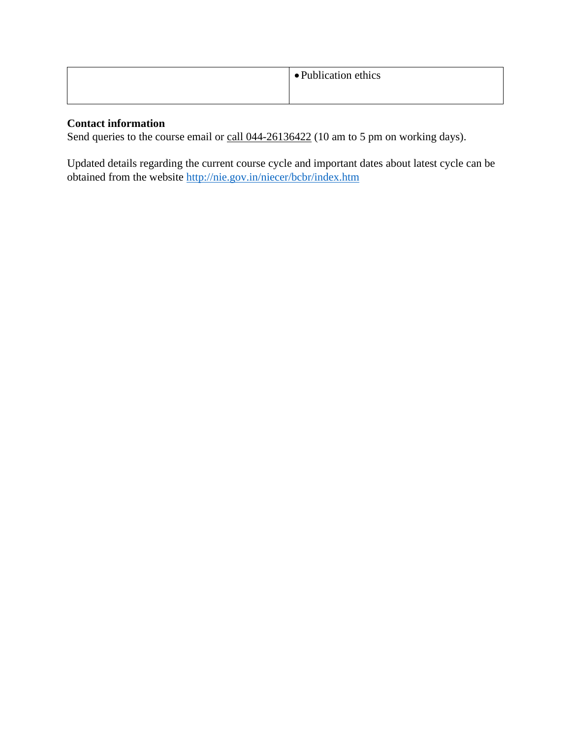| | |
|---|---|
| | • Publication ethics |

**Contact information**

Send queries to the course email or call 044-26136422 (10 am to 5 pm on working days).

Updated details regarding the current course cycle and important dates about latest cycle can be obtained from the website http://nie.gov.in/niecer/bcbr/index.htm